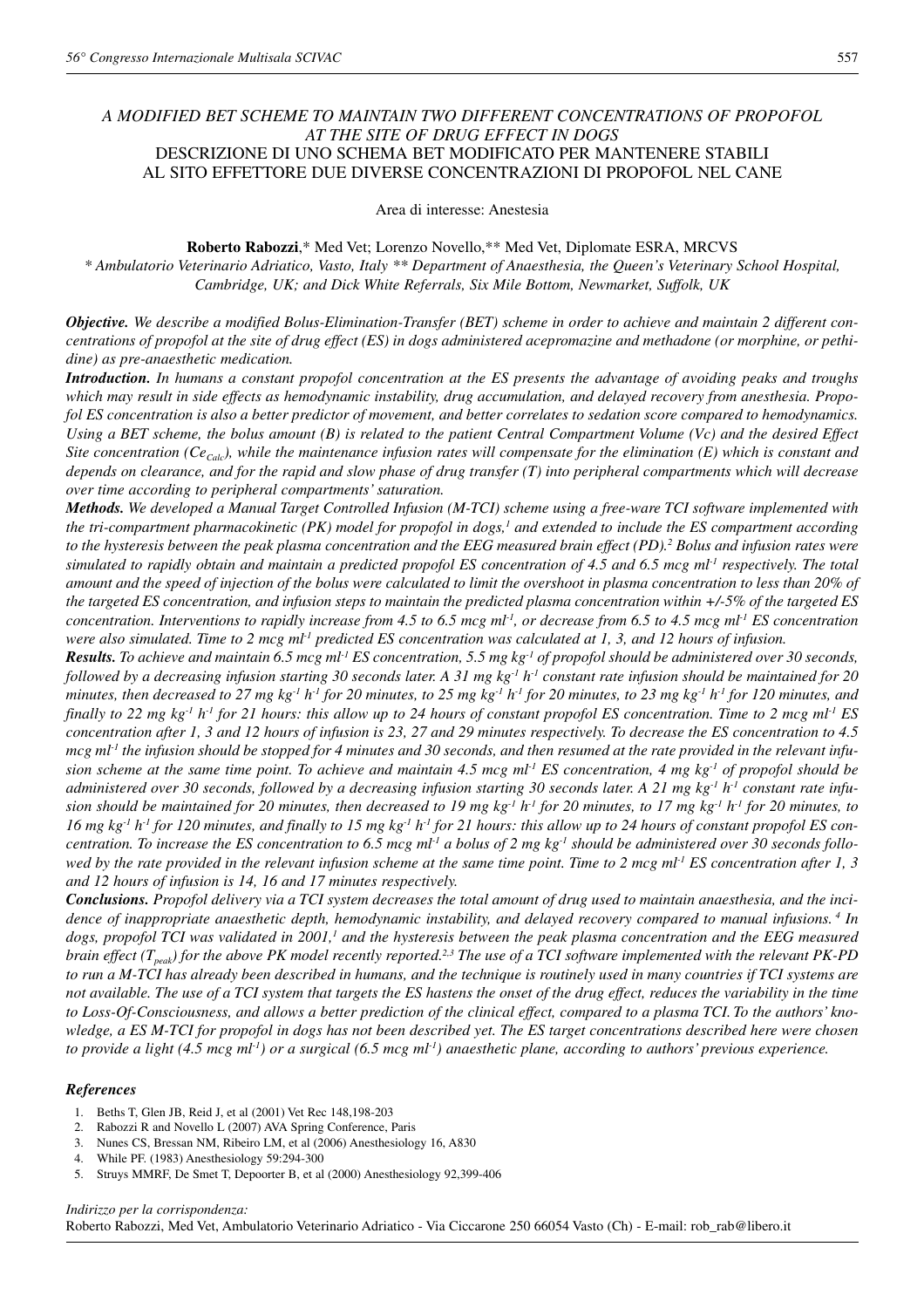# A MODIFIED BET SCHEME TO MAINTAIN TWO DIFFERENT CONCENTRATIONS OF PROPOFOL AT THE SITE OF DRUG EFFECT IN DOGS

## DESCRIZIONE DI UNO SCHEMA BET MODIFICATO PER MANTENERE STABILI AL SITO EFFETTORE DUE DIVERSE CONCENTRAZIONI DI PROPOFOL NEL CANE

Area di interesse: Anestesia

**Roberto Rabozzi**,* Med Vet; Lorenzo Novello,** Med Vet, Diplomate ESRA, MRCVS

* *Ambulatorio Veterinario Adriatico, Vasto, Italy* ** *Department of Anaesthesia, the Queen's Veterinary School Hospital, Cambridge, UK; and Dick White Referrals, Six Mile Bottom, Newmarket, Suffolk, UK*

***Objective.*** *We describe a modified Bolus-Elimination-Transfer (BET) scheme in order to achieve and maintain 2 different concentrations of propofol at the site of drug effect (ES) in dogs administered acepromazine and methadone (or morphine, or pethidine) as pre-anaesthetic medication.*

***Introduction.*** *In humans a constant propofol concentration at the ES presents the advantage of avoiding peaks and troughs which may result in side effects as hemodynamic instability, drug accumulation, and delayed recovery from anesthesia. Propofol ES concentration is also a better predictor of movement, and better correlates to sedation score compared to hemodynamics. Using a BET scheme, the bolus amount (B) is related to the patient Central Compartment Volume (Vc) and the desired Effect Site concentration ($Ce_{Calc}$), while the maintenance infusion rates will compensate for the elimination (E) which is constant and depends on clearance, and for the rapid and slow phase of drug transfer (T) into peripheral compartments which will decrease over time according to peripheral compartments' saturation.*

***Methods.*** *We developed a Manual Target Controlled Infusion (M-TCI) scheme using a free-ware TCI software implemented with the tri-compartment pharmacokinetic (PK) model for propofol in dogs,[1] and extended to include the ES compartment according to the hysteresis between the peak plasma concentration and the EEG measured brain effect (PD).[2] Bolus and infusion rates were simulated to rapidly obtain and maintain a predicted propofol ES concentration of 4.5 and 6.5 mcg $ml^{-1}$ respectively. The total amount and the speed of injection of the bolus were calculated to limit the overshoot in plasma concentration to less than 20% of the targeted ES concentration, and infusion steps to maintain the predicted plasma concentration within +/-5% of the targeted ES concentration. Interventions to rapidly increase from 4.5 to 6.5 mcg $ml^{-1}$, or decrease from 6.5 to 4.5 mcg $ml^{-1}$ ES concentration were also simulated. Time to 2 mcg $ml^{-1}$ predicted ES concentration was calculated at 1, 3, and 12 hours of infusion.*

***Results.*** *To achieve and maintain 6.5 mcg $ml^{-1}$ ES concentration, 5.5 mg $kg^{-1}$ of propofol should be administered over 30 seconds, followed by a decreasing infusion starting 30 seconds later. A 31 mg $kg^{-1}$ $h^{-1}$ constant rate infusion should be maintained for 20 minutes, then decreased to 27 mg $kg^{-1}$ $h^{-1}$ for 20 minutes, to 25 mg $kg^{-1}$ $h^{-1}$ for 20 minutes, to 23 mg $kg^{-1}$ $h^{-1}$ for 120 minutes, and finally to 22 mg $kg^{-1}$ $h^{-1}$ for 21 hours: this allow up to 24 hours of constant propofol ES concentration. Time to 2 mcg $ml^{-1}$ ES concentration after 1, 3 and 12 hours of infusion is 23, 27 and 29 minutes respectively. To decrease the ES concentration to 4.5 mcg $ml^{-1}$ the infusion should be stopped for 4 minutes and 30 seconds, and then resumed at the rate provided in the relevant infusion scheme at the same time point. To achieve and maintain 4.5 mcg $ml^{-1}$ ES concentration, 4 mg $kg^{-1}$ of propofol should be administered over 30 seconds, followed by a decreasing infusion starting 30 seconds later. A 21 mg $kg^{-1}$ $h^{-1}$ constant rate infusion should be maintained for 20 minutes, then decreased to 19 mg $kg^{-1}$ $h^{-1}$ for 20 minutes, to 17 mg $kg^{-1}$ $h^{-1}$ for 20 minutes, to 16 mg $kg^{-1}$ $h^{-1}$ for 120 minutes, and finally to 15 mg $kg^{-1}$ $h^{-1}$ for 21 hours: this allow up to 24 hours of constant propofol ES concentration. To increase the ES concentration to 6.5 mcg $ml^{-1}$ a bolus of 2 mg $kg^{-1}$ should be administered over 30 seconds followed by the rate provided in the relevant infusion scheme at the same time point. Time to 2 mcg $ml^{-1}$ ES concentration after 1, 3 and 12 hours of infusion is 14, 16 and 17 minutes respectively.*

***Conclusions.*** *Propofol delivery via a TCI system decreases the total amount of drug used to maintain anaesthesia, and the incidence of inappropriate anaesthetic depth, hemodynamic instability, and delayed recovery compared to manual infusions.[4] In dogs, propofol TCI was validated in 2001,[1] and the hysteresis between the peak plasma concentration and the EEG measured brain effect ($T_{peak}$) for the above PK model recently reported.[2,3] The use of a TCI software implemented with the relevant PK-PD to run a M-TCI has already been described in humans, and the technique is routinely used in many countries if TCI systems are not available. The use of a TCI system that targets the ES hastens the onset of the drug effect, reduces the variability in the time to Loss-Of-Consciousness, and allows a better prediction of the clinical effect, compared to a plasma TCI. To the authors' knowledge, a ES M-TCI for propofol in dogs has not been described yet. The ES target concentrations described here were chosen to provide a light (4.5 mcg $ml^{-1}$) or a surgical (6.5 mcg $ml^{-1}$) anaesthetic plane, according to authors' previous experience.*

### *References*

1. Beths T, Glen JB, Reid J, et al (2001) Vet Rec 148,198-203
2. Rabozzi R and Novello L (2007) AVA Spring Conference, Paris
3. Nunes CS, Bressan NM, Ribeiro LM, et al (2006) Anesthesiology 16, A830
4. While PF. (1983) Anesthesiology 59:294-300
5. Struys MMRF, De Smet T, Depoorter B, et al (2000) Anesthesiology 92,399-406

*Indirizzo per la corrispondenza:*
Roberto Rabozzi, Med Vet, Ambulatorio Veterinario Adriatico - Via Ciccarone 250 66054 Vasto (Ch) - E-mail: rob_rab@libero.it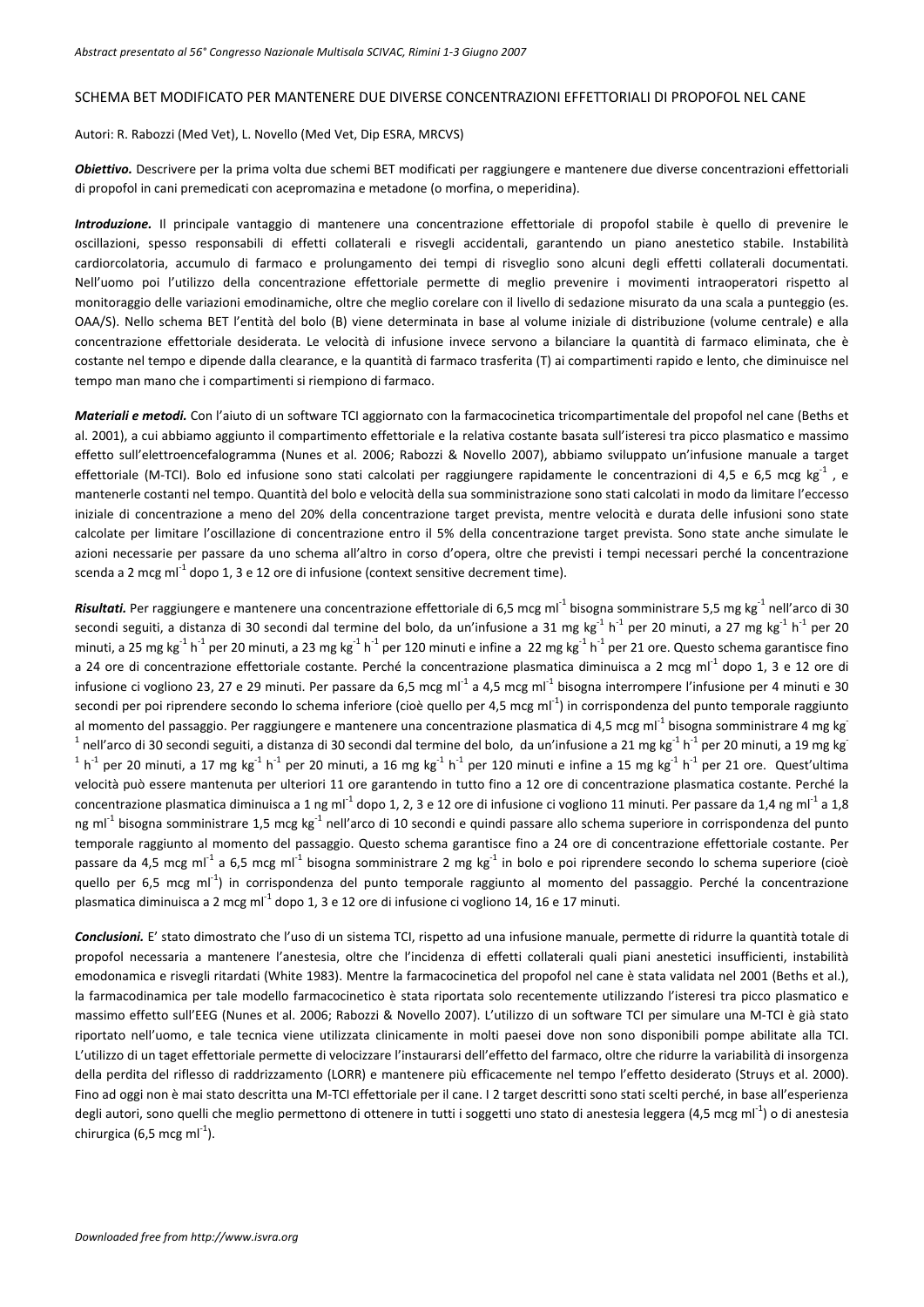SCHEMA BET MODIFICATO PER MANTENERE DUE DIVERSE CONCENTRAZIONI EFFETTORIALI DI PROPOFOL NEL CANE

Autori: R. Rabozzi (Med Vet), L. Novello (Med Vet, Dip ESRA, MRCVS)

***Obiettivo.*** Descrivere per la prima volta due schemi BET modificati per raggiungere e mantenere due diverse concentrazioni effettoriali di propofol in cani premedicati con acepromazina e metadone (o morfina, o meperidina).

***Introduzione.*** Il principale vantaggio di mantenere una concentrazione effettoriale di propofol stabile è quello di prevenire le oscillazioni, spesso responsabili di effetti collaterali e risvegli accidentali, garantendo un piano anestetico stabile. Instabilità cardiocircolatoria, accumulo di farmaco e prolungamento dei tempi di risveglio sono alcuni degli effetti collaterali documentati. Nell'uomo poi l'utilizzo della concentrazione effettoriale permette di meglio prevenire i movimenti intraoperatori rispetto al monitoraggio delle variazioni emodinamiche, oltre che meglio corelare con il livello di sedazione misurato da una scala a punteggio (es. OAA/S). Nello schema BET l'entità del bolo (B) viene determinata in base al volume iniziale di distribuzione (volume centrale) e alla concentrazione effettoriale desiderata. Le velocità di infusione invece servono a bilanciare la quantità di farmaco eliminata, che è costante nel tempo e dipende dalla clearance, e la quantità di farmaco trasferita (T) ai compartimenti rapido e lento, che diminuisce nel tempo man mano che i compartimenti si riempiono di farmaco.

***Materiali e metodi.*** Con l'aiuto di un software TCI aggiornato con la farmacocinetica tricompartimentale del propofol nel cane (Beths et al. 2001), a cui abbiamo aggiunto il compartimento effettoriale e la relativa costante basata sull'isteresi tra picco plasmatico e massimo effetto sull'elettroencefalogramma (Nunes et al. 2006; Rabozzi & Novello 2007), abbiamo sviluppato un'infusione manuale a target effettoriale (M-TCI). Bolo ed infusione sono stati calcolati per raggiungere rapidamente le concentrazioni di 4,5 e 6,5 mcg kg$^{-1}$ , e mantenerle costanti nel tempo. Quantità del bolo e velocità della sua somministrazione sono stati calcolati in modo da limitare l'eccesso iniziale di concentrazione a meno del 20% della concentrazione target prevista, mentre velocità e durata delle infusioni sono state calcolate per limitare l'oscillazione di concentrazione entro il 5% della concentrazione target prevista. Sono state anche simulate le azioni necessarie per passare da uno schema all'altro in corso d'opera, oltre che previsti i tempi necessari perché la concentrazione scenda a 2 mcg ml$^{-1}$ dopo 1, 3 e 12 ore di infusione (context sensitive decrement time).

***Risultati.*** Per raggiungere e mantenere una concentrazione effettoriale di 6,5 mcg ml$^{-1}$ bisogna somministrare 5,5 mg kg$^{-1}$ nell'arco di 30 secondi seguiti, a distanza di 30 secondi dal termine del bolo, da un'infusione a 31 mg kg$^{-1}$ h$^{-1}$ per 20 minuti, a 27 mg kg$^{-1}$ h$^{-1}$ per 20 minuti, a 25 mg kg$^{-1}$ h$^{-1}$ per 20 minuti, a 23 mg kg$^{-1}$ h$^{-1}$ per 120 minuti e infine a 22 mg kg$^{-1}$ h$^{-1}$ per 21 ore. Questo schema garantisce fino a 24 ore di concentrazione effettoriale costante. Perché la concentrazione plasmatica diminuisca a 2 mcg ml$^{-1}$ dopo 1, 3 e 12 ore di infusione ci vogliono 23, 27 e 29 minuti. Per passare da 6,5 mcg ml$^{-1}$ a 4,5 mcg ml$^{-1}$ bisogna interrompere l'infusione per 4 minuti e 30 secondi per poi riprendere secondo lo schema inferiore (cioè quello per 4,5 mcg ml$^{-1}$) in corrispondenza del punto temporale raggiunto al momento del passaggio. Per raggiungere e mantenere una concentrazione plasmatica di 4,5 mcg ml$^{-1}$ bisogna somministrare 4 mg kg$^{-1}$ nell'arco di 30 secondi seguiti, a distanza di 30 secondi dal termine del bolo, da un'infusione a 21 mg kg$^{-1}$ h$^{-1}$ per 20 minuti, a 19 mg kg$^{-1}$ h$^{-1}$ per 20 minuti, a 17 mg kg$^{-1}$ h$^{-1}$ per 20 minuti, a 16 mg kg$^{-1}$ h$^{-1}$ per 120 minuti e infine a 15 mg kg$^{-1}$ h$^{-1}$ per 21 ore. Quest'ultima velocità può essere mantenuta per ulteriori 11 ore garantendo in tutto fino a 12 ore di concentrazione plasmatica costante. Perché la concentrazione plasmatica diminuisca a 1 ng ml$^{-1}$ dopo 1, 2, 3 e 12 ore di infusione ci vogliono 11 minuti. Per passare da 1,4 ng ml$^{-1}$ a 1,8 ng ml$^{-1}$ bisogna somministrare 1,5 mcg kg$^{-1}$ nell'arco di 10 secondi e quindi passare allo schema superiore in corrispondenza del punto temporale raggiunto al momento del passaggio. Questo schema garantisce fino a 24 ore di concentrazione effettoriale costante. Per passare da 4,5 mcg ml$^{-1}$ a 6,5 mcg ml$^{-1}$ bisogna somministrare 2 mg kg$^{-1}$ in bolo e poi riprendere secondo lo schema superiore (cioè quello per 6,5 mcg ml$^{-1}$) in corrispondenza del punto temporale raggiunto al momento del passaggio. Perché la concentrazione plasmatica diminuisca a 2 mcg ml$^{-1}$ dopo 1, 3 e 12 ore di infusione ci vogliono 14, 16 e 17 minuti.

***Conclusioni.*** E' stato dimostrato che l'uso di un sistema TCI, rispetto ad una infusione manuale, permette di ridurre la quantità totale di propofol necessaria a mantenere l'anestesia, oltre che l'incidenza di effetti collaterali quali piani anestetici insufficienti, instabilità emodonamica e risvegli ritardati (White 1983). Mentre la farmacocinetica del propofol nel cane è stata validata nel 2001 (Beths et al.), la farmacodinamica per tale modello farmacocinetico è stata riportata solo recentemente utilizzando l'isteresi tra picco plasmatico e massimo effetto sull'EEG (Nunes et al. 2006; Rabozzi & Novello 2007). L'utilizzo di un software TCI per simulare una M-TCI è già stato riportato nell'uomo, e tale tecnica viene utilizzata clinicamente in molti paesi dove non sono disponibili pompe abilitate alla TCI. L'utilizzo di un taget effettoriale permette di velocizzare l'instaurarsi dell'effetto del farmaco, oltre che ridurre la variabilità di insorgenza della perdita del riflesso di raddrizzamento (LORR) e mantenere più efficacemente nel tempo l'effetto desiderato (Struys et al. 2000). Fino ad oggi non è mai stato descritta una M-TCI effettoriale per il cane. I 2 target descritti sono stati scelti perché, in base all'esperienza degli autori, sono quelli che meglio permettono di ottenere in tutti i soggetti uno stato di anestesia leggera (4,5 mcg ml$^{-1}$) o di anestesia chirurgica (6,5 mcg ml$^{-1}$).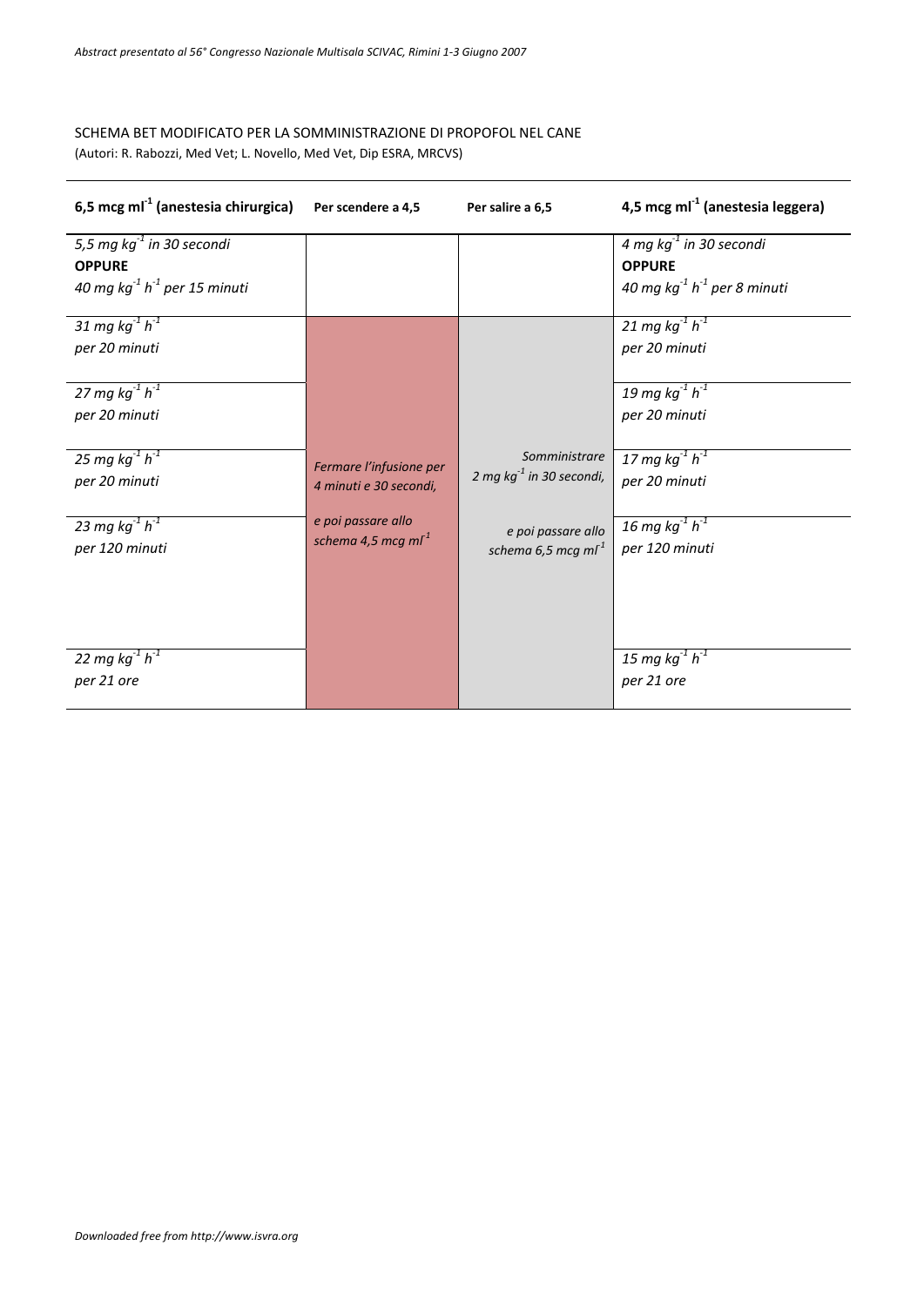SCHEMA BET MODIFICATO PER LA SOMMINISTRAZIONE DI PROPOFOL NEL CANE

(Autori: R. Rabozzi, Med Vet; L. Novello, Med Vet, Dip ESRA, MRCVS)

| **6,5 mcg $ml^{-1}$ (anestesia chirurgica)** | **Per scendere a 4,5** | **Per salire a 6,5** | **4,5 mcg $ml^{-1}$ (anestesia leggera)** |
|---|---|---|---|
| *5,5 mg $kg^{-1}$ in 30 secondi* **OPPURE** *40 mg $kg^{-1}$ $h^{-1}$ per 15 minuti* | | | *4 mg $kg^{-1}$ in 30 secondi* **OPPURE** *40 mg $kg^{-1}$ $h^{-1}$ per 8 minuti* |
| *31 mg $kg^{-1}$ $h^{-1}$ per 20 minuti* | *Fermare l'infusione per 4 minuti e 30 secondi, e poi passare allo schema 4,5 mcg $ml^{-1}$* | *Somministrare 2 mg $kg^{-1}$ in 30 secondi, e poi passare allo schema 6,5 mcg $ml^{-1}$* | *21 mg $kg^{-1}$ $h^{-1}$ per 20 minuti* |
| *27 mg $kg^{-1}$ $h^{-1}$ per 20 minuti* | | | *19 mg $kg^{-1}$ $h^{-1}$ per 20 minuti* |
| *25 mg $kg^{-1}$ $h^{-1}$ per 20 minuti* | | | *17 mg $kg^{-1}$ $h^{-1}$ per 20 minuti* |
| *23 mg $kg^{-1}$ $h^{-1}$ per 120 minuti* | | | *16 mg $kg^{-1}$ $h^{-1}$ per 120 minuti* |
| *22 mg $kg^{-1}$ $h^{-1}$ per 21 ore* | | | *15 mg $kg^{-1}$ $h^{-1}$ per 21 ore* |